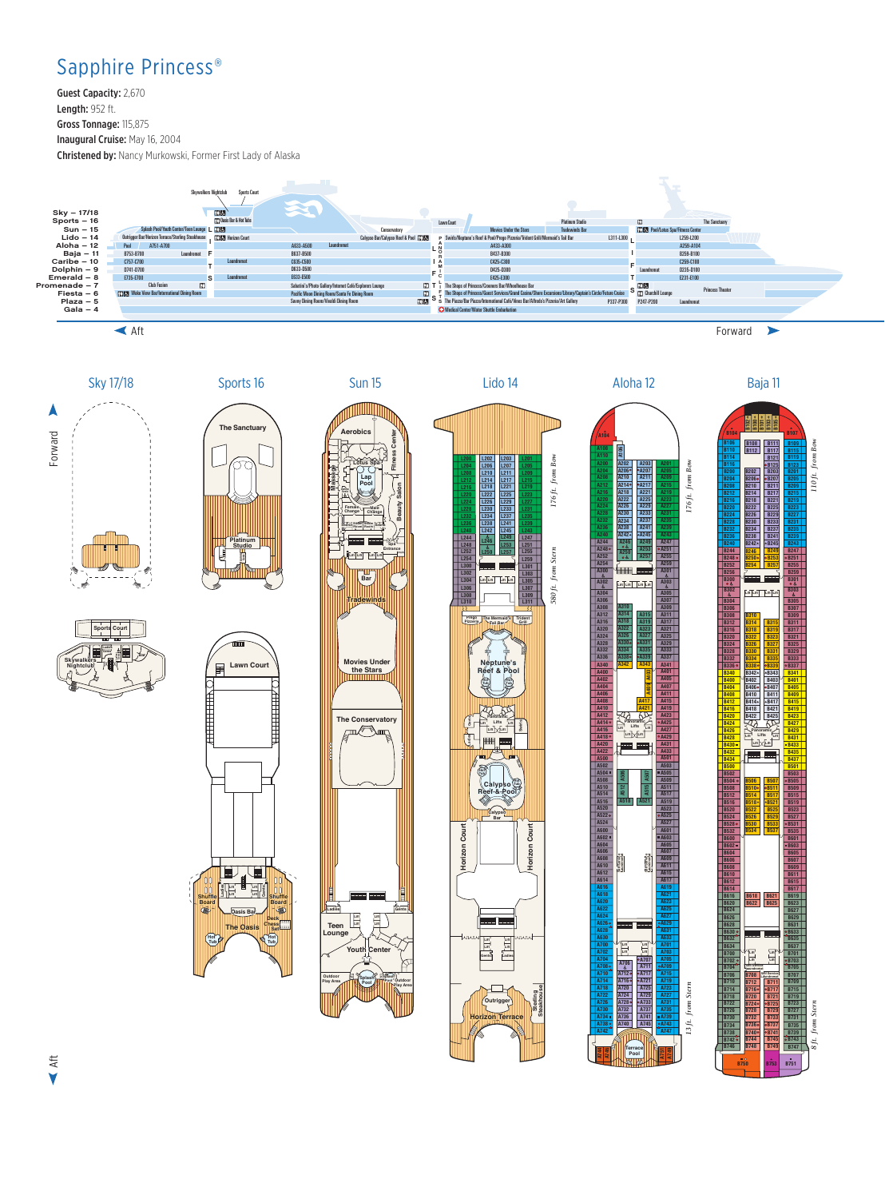# Sapphire Princess®

**Guest Capacity:** 2,670

**Length:** 952 ft.

**Gross Tonnage:** 115,875

**Inaugural Cruise:** May 16, 2004

**Christened by:** Nancy Murkowski, Former First Lady of Alaska

Sky – 17/18
Sports – 16
Sun – 15
Lido – 14
Aloha – 12
Baja – 11
Caribe – 10
Dolphin – 9
Emerald – 8
Promenade – 7
Fiesta – 6
Plaza – 5
Gala – 4

Skywalkers Nightclub · Sports Court · Oasis Bar & Hot Tubs · Splash Pool/Youth Center/Teen Lounge · Outrigger Bar/Horizon Terrace/Sterling Steakhouse · Horizon Court · Pool · A751-A700 · A633-A500 · Launderette · B753-B700 · B637-B500 · C757-C700 · C635-C500 · D741-D700 · D633-D500 · E735-E700 · E633-E500 · Club Fusion · Wake View Bar/International Dining Room · Conservatory · Calypso Bar/Calypso Reef & Pool · Lawn Court · Movies Under the Stars · Tradewinds Bar · Platinum Studio · The Sanctuary · Pool/Lotus Spa/Fitness Center · Swirls/Neptune's Reef & Pool/Prego Pizzeria/Trident Grill/Mermaid's Tail Bar · L311-L300 · L259-L200 · A433-A300 · A259-A104 · B437-B300 · B259-B100 · C425-C300 · C259-C100 · D425-D300 · D225-D100 · E425-E300 · E231-E100 · Sabatini's/Photo Gallery/Internet Café/Explorers Lounge · The Shops of Princess/Crooners Bar/Wheelhouse Bar · Pacific Moon Dining Room/Santa Fe Dining Room · The Shops of Princess/Guest Services/Grand Casino/Shore Excursions/Library/Captain's Circle/Future Cruise · Savoy Dining Room/Vivaldi Dining Room · The Piazza/Bar Piazza/International Café/Vines Bar/Alfredo's Pizzeria/Art Gallery · P337-P300 · P247-P200 · Medical Center/Water Shuttle Embarkation · Churchill Lounge · Princess Theater

Aft · Forward

## Sky 17/18

## Sports 16

The Sanctuary · Platinum Studio · Sports Court · Skywalkers Nightclub · Lawn Court · Shuffle Board · Oasis Bar · Deck Chess Set · The Oasis · Hot Tub

## Sun 15

Aerobics · Fitness Center · Lotus Spa · Lap Pool · Beauty Salon · Bar · Tradewinds · Movies Under the Stars · The Conservatory · Teen Lounge · Youth Center · Outdoor Play Area · Splash Pool

## Lido 14

176 ft. from Bow · 580 ft. from Stern

Prego Pizzeria · The Mermaid's Tail Bar · Trident Grill · Neptune's Reef & Pool · Calypso Reef & Pool · Calypso Bar · Horizon Court · Outrigger · Horizon Terrace · Sterling Steakhouse

## Aloha 12

176 ft. from Bow · 13 ft. from Stern

Terrace Pool

## Baja 11

110 ft. from Bow · 8 ft. from Stern

Forward · Aft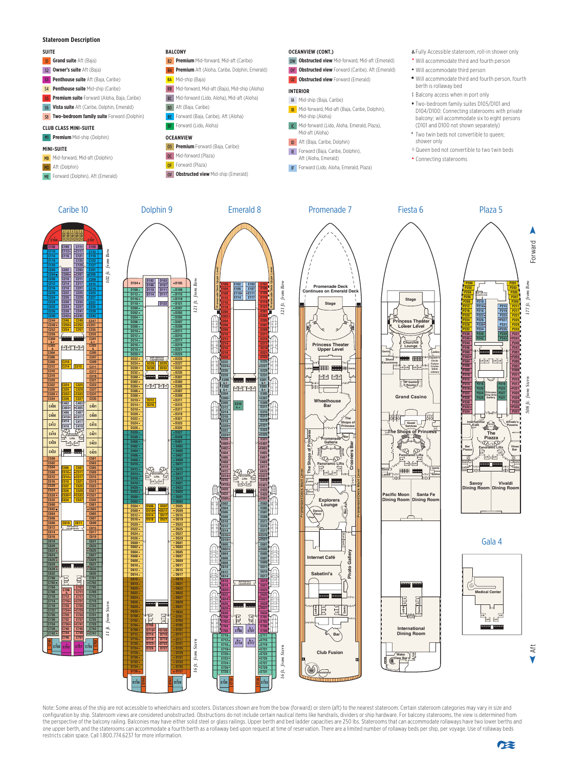## Stateroom Description

### SUITE

- **S1** **Grand suite** Aft (Baja)
- **S2** **Owner's suite** Aft (Baja)
- **S3** **Penthouse suite** Aft (Baja, Caribe)
- **S4** **Penthouse suite** Mid-ship (Caribe)
- **S5** **Premium suite** Forward (Aloha, Baja, Caribe)
- **S6** **Vista suite** Aft (Caribe, Dolphin, Emerald)
- **S8** **Two-bedroom family suite** Forward (Dolphin)

### CLUB CLASS MINI-SUITE

- **M1** **Premium** Mid-ship (Dolphin)

### MINI-SUITE

- **MB** Mid-forward, Mid-aft (Dolphin)
- **MD** Aft (Dolphin)
- **ME** Forward (Dolphin), Aft (Emerald)

### BALCONY

- **B2** **Premium** Mid-forward, Mid-aft (Caribe)
- **B4** **Premium** Aft (Aloha, Caribe, Dolphin, Emerald)
- **BA** Mid-ship (Baja)
- **BB** Mid-forward, Mid-aft (Baja), Mid-ship (Aloha)
- **BC** Mid-forward (Lido, Aloha), Mid-aft (Aloha)
- **BD** Aft (Baja, Caribe)
- **BE** Forward (Baja, Caribe), Aft (Aloha)
- **BF** Forward (Lido, Aloha)

### OCEANVIEW

- **O5** **Premium** Forward (Baja, Caribe)
- **OC** Mid-forward (Plaza)
- **OF** Forward (Plaza)
- **OV** **Obstructed view** Mid-ship (Emerald)

### OCEANVIEW (CONT.)

- **OW** **Obstructed view** Mid-forward, Mid-aft (Emerald)
- **OY** **Obstructed view** Forward (Caribe), Aft (Emerald)
- **OZ** **Obstructed view** Forward (Emerald)

### INTERIOR

- **IA** Mid-ship (Baja, Caribe)
- **IB** Mid-forward, Mid-aft (Baja, Caribe, Dolphin), Mid-ship (Aloha)
- **IC** Mid-forward (Lido, Aloha, Emerald, Plaza), Mid-aft (Aloha)
- **ID** Aft (Baja, Caribe, Dolphin)
- **IE** Forward (Baja, Caribe, Dolphin), Aft (Aloha, Emerald)
- **IF** Forward (Lido, Aloha, Emerald, Plaza)

- ♿ Fully Accessible stateroom, roll-in shower only
- * Will accommodate third and fourth person
- ▲ Will accommodate third person
- ■ Will accommodate third and fourth person, fourth berth is rollaway bed
- ‡ Balcony access when in port only
- ♦ Two-bedroom family suites D105/D101 and D104/D100: Connecting staterooms with private balcony; will accommodate six to eight persons (D101 and D100 not shown separately)
- * Two twin beds not convertible to queen; shower only
- ◊ Queen bed not convertible to two twin beds
- ▲ Connecting staterooms

Caribe 10 — 102 ft. from Bow — 11 ft. from Stern

Dolphin 9 — 121 ft. from Bow — 16 ft. from Stern

Emerald 8 — 121 ft. from Bow — 16 ft. from Stern

Promenade 7 — Promenade Deck Continues on Emerald Deck; Stage; Princess Theater Upper Level; Wheelhouse Bar; The Shops of Princess; Promenade Galleria; Crooners Bar; Panoramic Lifts; Explorers Lounge; Dance Floor; Internet Café; Sabatini's; Photo Gallery; Bar; Club Fusion; Bandstand

Fiesta 6 — Stage; Princess Theater Lower Level; Churchill Lounge; Shore Excursions; Captain's Circle Future Cruise Sales Library; VIP Gaming Rooms; Grand Casino; Guest Services; The Shops of Princess; Panoramic Lifts; Pacific Moon Dining Room; Santa Fe Dining Room; International Dining Room; Wake View Bar

Plaza 5 — 177 ft. from Bow — 508 ft. from Stern; Princess Fine Arts Gallery; International Café; Alfredo's Pizzeria; The Piazza; Bar; Panoramic Lifts; Vines Bar; Savoy Dining Room; Vivaldi Dining Room

Gala 4 — Medical Center

Forward

Aft

Note: Some areas of the ship are not accessible to wheelchairs and scooters. Distances shown are from the bow (forward) or stern (aft) to the nearest stateroom. Certain stateroom categories may vary in size and configuration by ship. Stateroom views are considered unobstructed. Obstructions do not include certain nautical items like handrails, dividers or ship hardware. For balcony staterooms, the view is determined from the perspective of the balcony railing. Balconies may have either solid steel or glass railings. Upper berth and bed ladder capacities are 250 lbs. Staterooms that can accommodate rollaways have two lower berths and one upper berth, and the staterooms can accommodate a fourth berth as a rollaway bed upon request at time of reservation. There are a limited number of rollaway beds per ship, per voyage. Use of rollaway beds restricts cabin space. Call 1.800.774.6237 for more information.